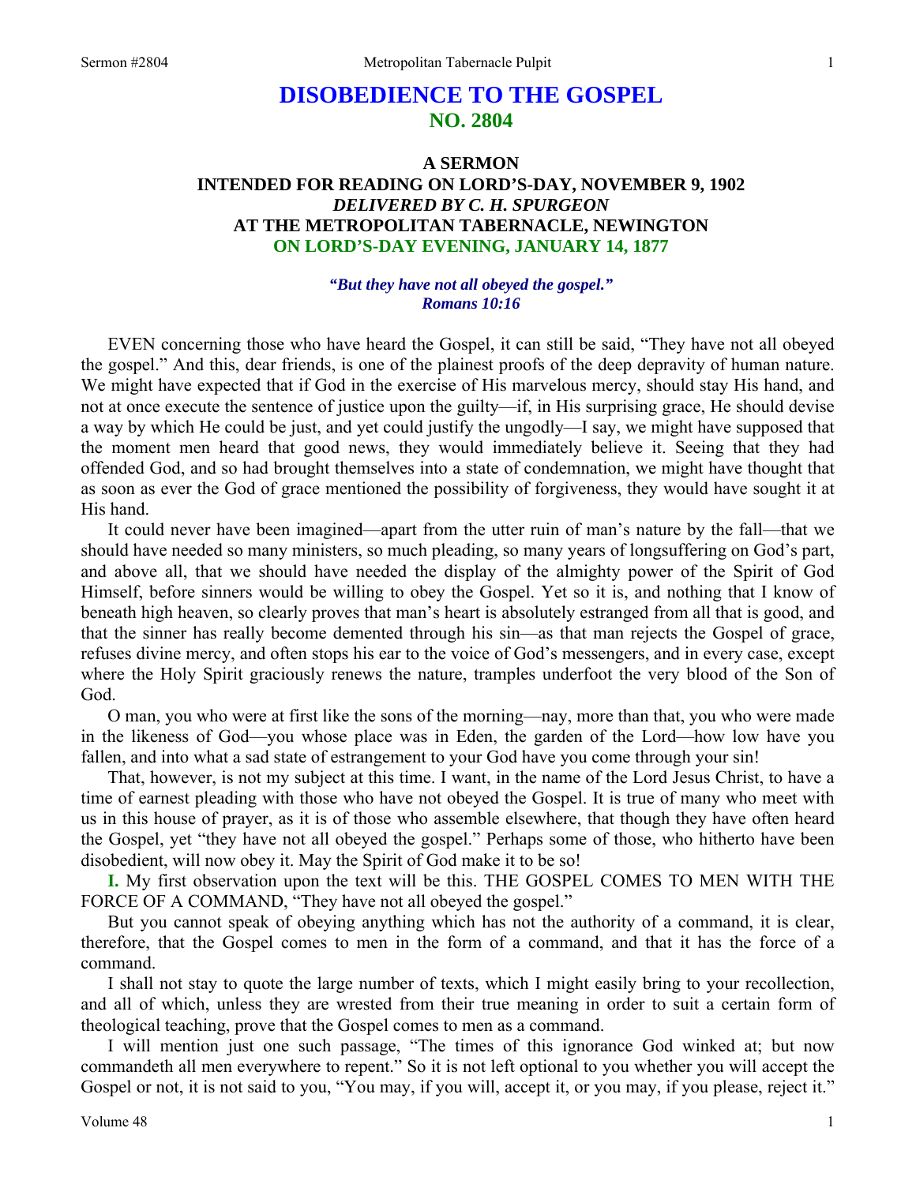# DISOBEDIENCE TO THE GOSPEL
## NO. 2804

### A SERMON
### INTENDED FOR READING ON LORD'S-DAY, NOVEMBER 9, 1902
### *DELIVERED BY C. H. SPURGEON*
### AT THE METROPOLITAN TABERNACLE, NEWINGTON
### ON LORD'S-DAY EVENING, JANUARY 14, 1877

***"But they have not all obeyed the gospel." Romans 10:16***

EVEN concerning those who have heard the Gospel, it can still be said, "They have not all obeyed the gospel." And this, dear friends, is one of the plainest proofs of the deep depravity of human nature. We might have expected that if God in the exercise of His marvelous mercy, should stay His hand, and not at once execute the sentence of justice upon the guilty—if, in His surprising grace, He should devise a way by which He could be just, and yet could justify the ungodly—I say, we might have supposed that the moment men heard that good news, they would immediately believe it. Seeing that they had offended God, and so had brought themselves into a state of condemnation, we might have thought that as soon as ever the God of grace mentioned the possibility of forgiveness, they would have sought it at His hand.

It could never have been imagined—apart from the utter ruin of man's nature by the fall—that we should have needed so many ministers, so much pleading, so many years of longsuffering on God's part, and above all, that we should have needed the display of the almighty power of the Spirit of God Himself, before sinners would be willing to obey the Gospel. Yet so it is, and nothing that I know of beneath high heaven, so clearly proves that man's heart is absolutely estranged from all that is good, and that the sinner has really become demented through his sin—as that man rejects the Gospel of grace, refuses divine mercy, and often stops his ear to the voice of God's messengers, and in every case, except where the Holy Spirit graciously renews the nature, tramples underfoot the very blood of the Son of God.

O man, you who were at first like the sons of the morning—nay, more than that, you who were made in the likeness of God—you whose place was in Eden, the garden of the Lord—how low have you fallen, and into what a sad state of estrangement to your God have you come through your sin!

That, however, is not my subject at this time. I want, in the name of the Lord Jesus Christ, to have a time of earnest pleading with those who have not obeyed the Gospel. It is true of many who meet with us in this house of prayer, as it is of those who assemble elsewhere, that though they have often heard the Gospel, yet "they have not all obeyed the gospel." Perhaps some of those, who hitherto have been disobedient, will now obey it. May the Spirit of God make it to be so!

**I.** My first observation upon the text will be this. THE GOSPEL COMES TO MEN WITH THE FORCE OF A COMMAND, "They have not all obeyed the gospel."

But you cannot speak of obeying anything which has not the authority of a command, it is clear, therefore, that the Gospel comes to men in the form of a command, and that it has the force of a command.

I shall not stay to quote the large number of texts, which I might easily bring to your recollection, and all of which, unless they are wrested from their true meaning in order to suit a certain form of theological teaching, prove that the Gospel comes to men as a command.

I will mention just one such passage, "The times of this ignorance God winked at; but now commandeth all men everywhere to repent." So it is not left optional to you whether you will accept the Gospel or not, it is not said to you, "You may, if you will, accept it, or you may, if you please, reject it."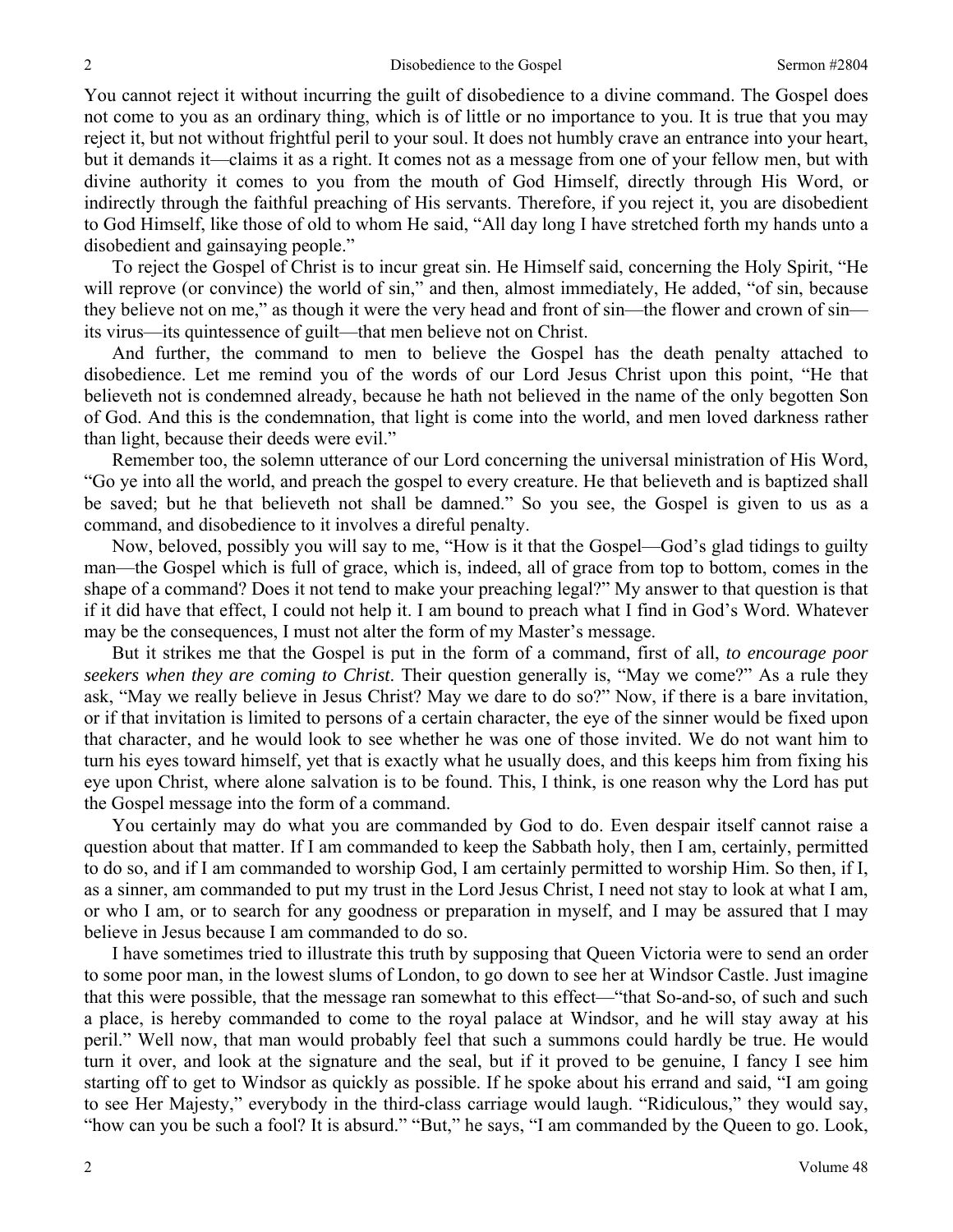You cannot reject it without incurring the guilt of disobedience to a divine command. The Gospel does not come to you as an ordinary thing, which is of little or no importance to you. It is true that you may reject it, but not without frightful peril to your soul. It does not humbly crave an entrance into your heart, but it demands it—claims it as a right. It comes not as a message from one of your fellow men, but with divine authority it comes to you from the mouth of God Himself, directly through His Word, or indirectly through the faithful preaching of His servants. Therefore, if you reject it, you are disobedient to God Himself, like those of old to whom He said, "All day long I have stretched forth my hands unto a disobedient and gainsaying people."

To reject the Gospel of Christ is to incur great sin. He Himself said, concerning the Holy Spirit, "He will reprove (or convince) the world of sin," and then, almost immediately, He added, "of sin, because they believe not on me," as though it were the very head and front of sin—the flower and crown of sin—its virus—its quintessence of guilt—that men believe not on Christ.

And further, the command to men to believe the Gospel has the death penalty attached to disobedience. Let me remind you of the words of our Lord Jesus Christ upon this point, "He that believeth not is condemned already, because he hath not believed in the name of the only begotten Son of God. And this is the condemnation, that light is come into the world, and men loved darkness rather than light, because their deeds were evil."

Remember too, the solemn utterance of our Lord concerning the universal ministration of His Word, "Go ye into all the world, and preach the gospel to every creature. He that believeth and is baptized shall be saved; but he that believeth not shall be damned." So you see, the Gospel is given to us as a command, and disobedience to it involves a direful penalty.

Now, beloved, possibly you will say to me, "How is it that the Gospel—God's glad tidings to guilty man—the Gospel which is full of grace, which is, indeed, all of grace from top to bottom, comes in the shape of a command? Does it not tend to make your preaching legal?" My answer to that question is that if it did have that effect, I could not help it. I am bound to preach what I find in God's Word. Whatever may be the consequences, I must not alter the form of my Master's message.

But it strikes me that the Gospel is put in the form of a command, first of all, *to encourage poor seekers when they are coming to Christ*. Their question generally is, "May we come?" As a rule they ask, "May we really believe in Jesus Christ? May we dare to do so?" Now, if there is a bare invitation, or if that invitation is limited to persons of a certain character, the eye of the sinner would be fixed upon that character, and he would look to see whether he was one of those invited. We do not want him to turn his eyes toward himself, yet that is exactly what he usually does, and this keeps him from fixing his eye upon Christ, where alone salvation is to be found. This, I think, is one reason why the Lord has put the Gospel message into the form of a command.

You certainly may do what you are commanded by God to do. Even despair itself cannot raise a question about that matter. If I am commanded to keep the Sabbath holy, then I am, certainly, permitted to do so, and if I am commanded to worship God, I am certainly permitted to worship Him. So then, if I, as a sinner, am commanded to put my trust in the Lord Jesus Christ, I need not stay to look at what I am, or who I am, or to search for any goodness or preparation in myself, and I may be assured that I may believe in Jesus because I am commanded to do so.

I have sometimes tried to illustrate this truth by supposing that Queen Victoria were to send an order to some poor man, in the lowest slums of London, to go down to see her at Windsor Castle. Just imagine that this were possible, that the message ran somewhat to this effect—"that So-and-so, of such and such a place, is hereby commanded to come to the royal palace at Windsor, and he will stay away at his peril." Well now, that man would probably feel that such a summons could hardly be true. He would turn it over, and look at the signature and the seal, but if it proved to be genuine, I fancy I see him starting off to get to Windsor as quickly as possible. If he spoke about his errand and said, "I am going to see Her Majesty," everybody in the third-class carriage would laugh. "Ridiculous," they would say, "how can you be such a fool? It is absurd." "But," he says, "I am commanded by the Queen to go. Look,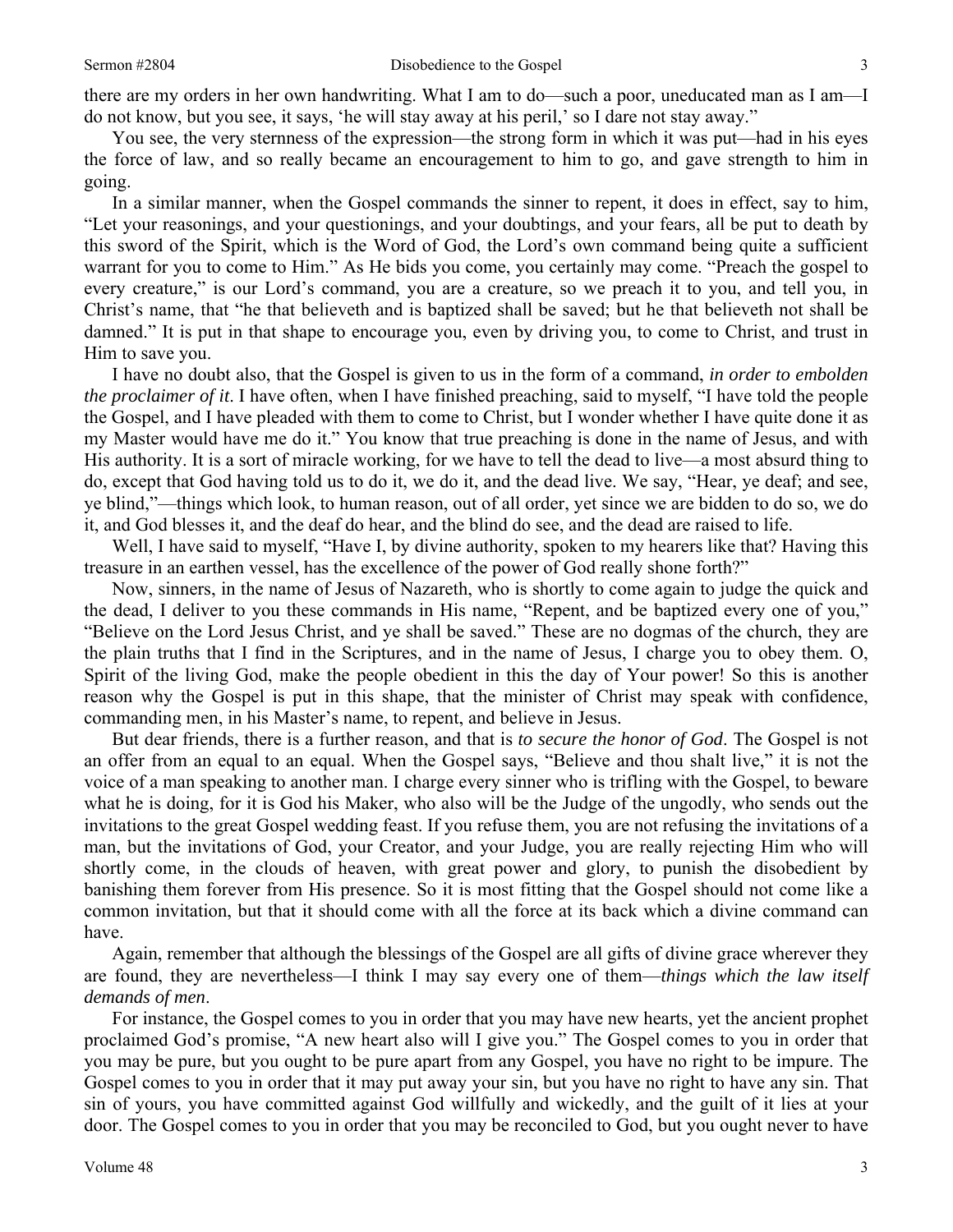there are my orders in her own handwriting. What I am to do—such a poor, uneducated man as I am—I do not know, but you see, it says, 'he will stay away at his peril,' so I dare not stay away."

You see, the very sternness of the expression—the strong form in which it was put—had in his eyes the force of law, and so really became an encouragement to him to go, and gave strength to him in going.

In a similar manner, when the Gospel commands the sinner to repent, it does in effect, say to him, "Let your reasonings, and your questionings, and your doubtings, and your fears, all be put to death by this sword of the Spirit, which is the Word of God, the Lord's own command being quite a sufficient warrant for you to come to Him." As He bids you come, you certainly may come. "Preach the gospel to every creature," is our Lord's command, you are a creature, so we preach it to you, and tell you, in Christ's name, that "he that believeth and is baptized shall be saved; but he that believeth not shall be damned." It is put in that shape to encourage you, even by driving you, to come to Christ, and trust in Him to save you.

I have no doubt also, that the Gospel is given to us in the form of a command, *in order to embolden the proclaimer of it*. I have often, when I have finished preaching, said to myself, "I have told the people the Gospel, and I have pleaded with them to come to Christ, but I wonder whether I have quite done it as my Master would have me do it." You know that true preaching is done in the name of Jesus, and with His authority. It is a sort of miracle working, for we have to tell the dead to live—a most absurd thing to do, except that God having told us to do it, we do it, and the dead live. We say, "Hear, ye deaf; and see, ye blind,"—things which look, to human reason, out of all order, yet since we are bidden to do so, we do it, and God blesses it, and the deaf do hear, and the blind do see, and the dead are raised to life.

Well, I have said to myself, "Have I, by divine authority, spoken to my hearers like that? Having this treasure in an earthen vessel, has the excellence of the power of God really shone forth?"

Now, sinners, in the name of Jesus of Nazareth, who is shortly to come again to judge the quick and the dead, I deliver to you these commands in His name, "Repent, and be baptized every one of you," "Believe on the Lord Jesus Christ, and ye shall be saved." These are no dogmas of the church, they are the plain truths that I find in the Scriptures, and in the name of Jesus, I charge you to obey them. O, Spirit of the living God, make the people obedient in this the day of Your power! So this is another reason why the Gospel is put in this shape, that the minister of Christ may speak with confidence, commanding men, in his Master's name, to repent, and believe in Jesus.

But dear friends, there is a further reason, and that is *to secure the honor of God*. The Gospel is not an offer from an equal to an equal. When the Gospel says, "Believe and thou shalt live," it is not the voice of a man speaking to another man. I charge every sinner who is trifling with the Gospel, to beware what he is doing, for it is God his Maker, who also will be the Judge of the ungodly, who sends out the invitations to the great Gospel wedding feast. If you refuse them, you are not refusing the invitations of a man, but the invitations of God, your Creator, and your Judge, you are really rejecting Him who will shortly come, in the clouds of heaven, with great power and glory, to punish the disobedient by banishing them forever from His presence. So it is most fitting that the Gospel should not come like a common invitation, but that it should come with all the force at its back which a divine command can have.

Again, remember that although the blessings of the Gospel are all gifts of divine grace wherever they are found, they are nevertheless—I think I may say every one of them—*things which the law itself demands of men*.

For instance, the Gospel comes to you in order that you may have new hearts, yet the ancient prophet proclaimed God's promise, "A new heart also will I give you." The Gospel comes to you in order that you may be pure, but you ought to be pure apart from any Gospel, you have no right to be impure. The Gospel comes to you in order that it may put away your sin, but you have no right to have any sin. That sin of yours, you have committed against God willfully and wickedly, and the guilt of it lies at your door. The Gospel comes to you in order that you may be reconciled to God, but you ought never to have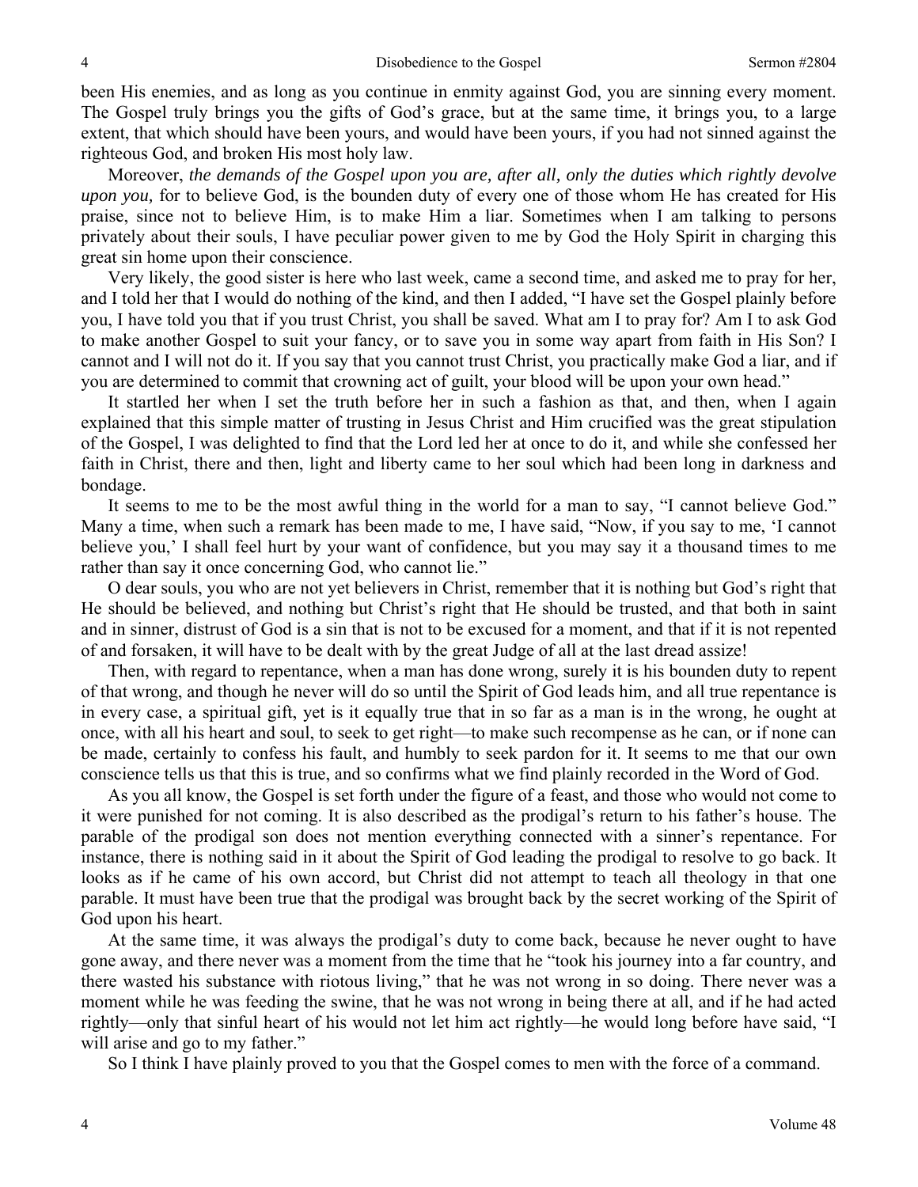been His enemies, and as long as you continue in enmity against God, you are sinning every moment. The Gospel truly brings you the gifts of God's grace, but at the same time, it brings you, to a large extent, that which should have been yours, and would have been yours, if you had not sinned against the righteous God, and broken His most holy law.

Moreover, *the demands of the Gospel upon you are, after all, only the duties which rightly devolve upon you,* for to believe God, is the bounden duty of every one of those whom He has created for His praise, since not to believe Him, is to make Him a liar. Sometimes when I am talking to persons privately about their souls, I have peculiar power given to me by God the Holy Spirit in charging this great sin home upon their conscience.

Very likely, the good sister is here who last week, came a second time, and asked me to pray for her, and I told her that I would do nothing of the kind, and then I added, "I have set the Gospel plainly before you, I have told you that if you trust Christ, you shall be saved. What am I to pray for? Am I to ask God to make another Gospel to suit your fancy, or to save you in some way apart from faith in His Son? I cannot and I will not do it. If you say that you cannot trust Christ, you practically make God a liar, and if you are determined to commit that crowning act of guilt, your blood will be upon your own head."

It startled her when I set the truth before her in such a fashion as that, and then, when I again explained that this simple matter of trusting in Jesus Christ and Him crucified was the great stipulation of the Gospel, I was delighted to find that the Lord led her at once to do it, and while she confessed her faith in Christ, there and then, light and liberty came to her soul which had been long in darkness and bondage.

It seems to me to be the most awful thing in the world for a man to say, "I cannot believe God." Many a time, when such a remark has been made to me, I have said, "Now, if you say to me, 'I cannot believe you,' I shall feel hurt by your want of confidence, but you may say it a thousand times to me rather than say it once concerning God, who cannot lie."

O dear souls, you who are not yet believers in Christ, remember that it is nothing but God's right that He should be believed, and nothing but Christ's right that He should be trusted, and that both in saint and in sinner, distrust of God is a sin that is not to be excused for a moment, and that if it is not repented of and forsaken, it will have to be dealt with by the great Judge of all at the last dread assize!

Then, with regard to repentance, when a man has done wrong, surely it is his bounden duty to repent of that wrong, and though he never will do so until the Spirit of God leads him, and all true repentance is in every case, a spiritual gift, yet is it equally true that in so far as a man is in the wrong, he ought at once, with all his heart and soul, to seek to get right—to make such recompense as he can, or if none can be made, certainly to confess his fault, and humbly to seek pardon for it. It seems to me that our own conscience tells us that this is true, and so confirms what we find plainly recorded in the Word of God.

As you all know, the Gospel is set forth under the figure of a feast, and those who would not come to it were punished for not coming. It is also described as the prodigal's return to his father's house. The parable of the prodigal son does not mention everything connected with a sinner's repentance. For instance, there is nothing said in it about the Spirit of God leading the prodigal to resolve to go back. It looks as if he came of his own accord, but Christ did not attempt to teach all theology in that one parable. It must have been true that the prodigal was brought back by the secret working of the Spirit of God upon his heart.

At the same time, it was always the prodigal's duty to come back, because he never ought to have gone away, and there never was a moment from the time that he "took his journey into a far country, and there wasted his substance with riotous living," that he was not wrong in so doing. There never was a moment while he was feeding the swine, that he was not wrong in being there at all, and if he had acted rightly—only that sinful heart of his would not let him act rightly—he would long before have said, "I will arise and go to my father."

So I think I have plainly proved to you that the Gospel comes to men with the force of a command.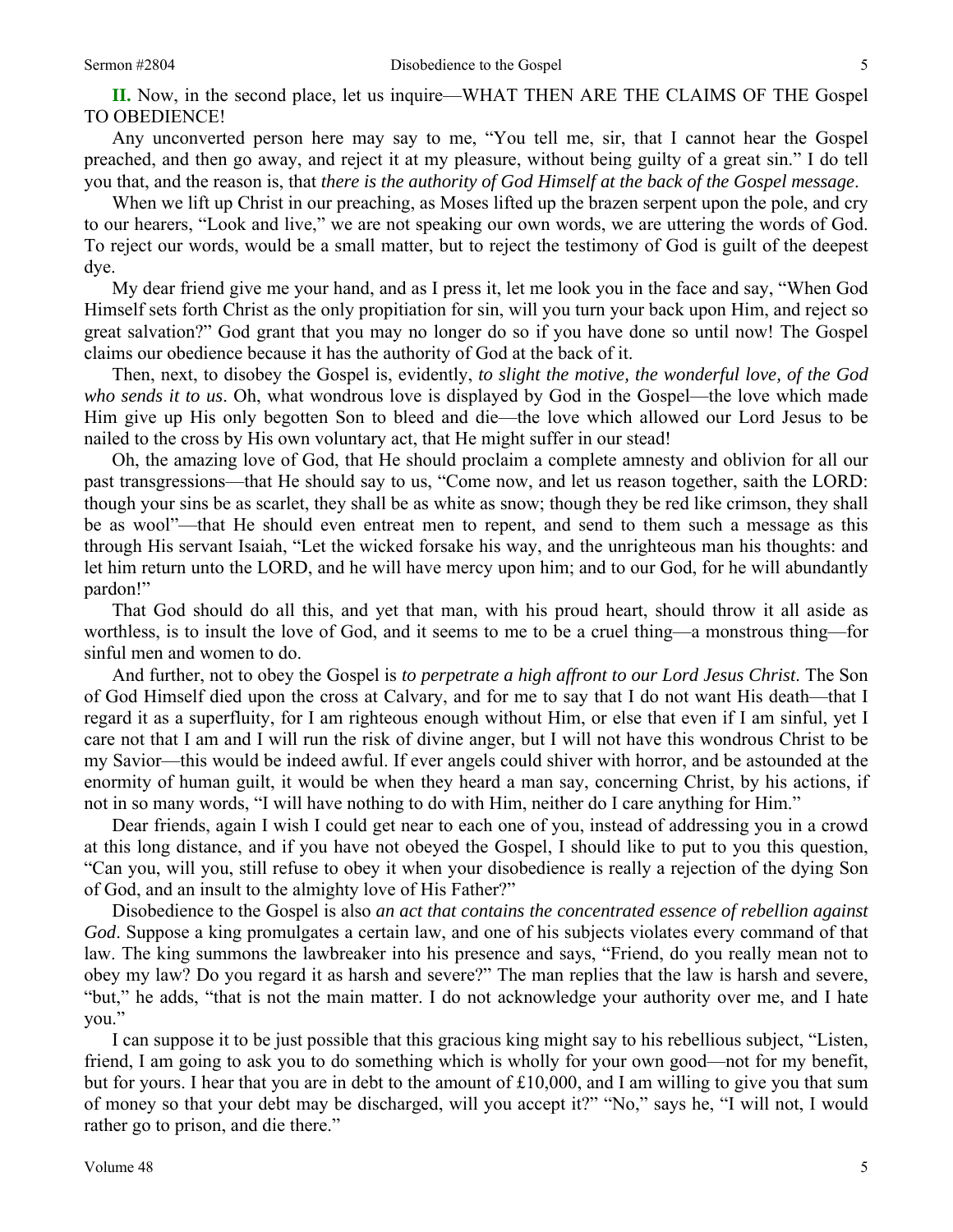**II.** Now, in the second place, let us inquire—WHAT THEN ARE THE CLAIMS OF THE Gospel TO OBEDIENCE!

Any unconverted person here may say to me, "You tell me, sir, that I cannot hear the Gospel preached, and then go away, and reject it at my pleasure, without being guilty of a great sin." I do tell you that, and the reason is, that *there is the authority of God Himself at the back of the Gospel message*.

When we lift up Christ in our preaching, as Moses lifted up the brazen serpent upon the pole, and cry to our hearers, "Look and live," we are not speaking our own words, we are uttering the words of God. To reject our words, would be a small matter, but to reject the testimony of God is guilt of the deepest dye.

My dear friend give me your hand, and as I press it, let me look you in the face and say, "When God Himself sets forth Christ as the only propitiation for sin, will you turn your back upon Him, and reject so great salvation?" God grant that you may no longer do so if you have done so until now! The Gospel claims our obedience because it has the authority of God at the back of it.

Then, next, to disobey the Gospel is, evidently, *to slight the motive, the wonderful love, of the God who sends it to us*. Oh, what wondrous love is displayed by God in the Gospel—the love which made Him give up His only begotten Son to bleed and die—the love which allowed our Lord Jesus to be nailed to the cross by His own voluntary act, that He might suffer in our stead!

Oh, the amazing love of God, that He should proclaim a complete amnesty and oblivion for all our past transgressions—that He should say to us, "Come now, and let us reason together, saith the LORD: though your sins be as scarlet, they shall be as white as snow; though they be red like crimson, they shall be as wool"—that He should even entreat men to repent, and send to them such a message as this through His servant Isaiah, "Let the wicked forsake his way, and the unrighteous man his thoughts: and let him return unto the LORD, and he will have mercy upon him; and to our God, for he will abundantly pardon!"

That God should do all this, and yet that man, with his proud heart, should throw it all aside as worthless, is to insult the love of God, and it seems to me to be a cruel thing—a monstrous thing—for sinful men and women to do.

And further, not to obey the Gospel is *to perpetrate a high affront to our Lord Jesus Christ*. The Son of God Himself died upon the cross at Calvary, and for me to say that I do not want His death—that I regard it as a superfluity, for I am righteous enough without Him, or else that even if I am sinful, yet I care not that I am and I will run the risk of divine anger, but I will not have this wondrous Christ to be my Savior—this would be indeed awful. If ever angels could shiver with horror, and be astounded at the enormity of human guilt, it would be when they heard a man say, concerning Christ, by his actions, if not in so many words, "I will have nothing to do with Him, neither do I care anything for Him."

Dear friends, again I wish I could get near to each one of you, instead of addressing you in a crowd at this long distance, and if you have not obeyed the Gospel, I should like to put to you this question, "Can you, will you, still refuse to obey it when your disobedience is really a rejection of the dying Son of God, and an insult to the almighty love of His Father?"

Disobedience to the Gospel is also *an act that contains the concentrated essence of rebellion against God*. Suppose a king promulgates a certain law, and one of his subjects violates every command of that law. The king summons the lawbreaker into his presence and says, "Friend, do you really mean not to obey my law? Do you regard it as harsh and severe?" The man replies that the law is harsh and severe, "but," he adds, "that is not the main matter. I do not acknowledge your authority over me, and I hate you."

I can suppose it to be just possible that this gracious king might say to his rebellious subject, "Listen, friend, I am going to ask you to do something which is wholly for your own good—not for my benefit, but for yours. I hear that you are in debt to the amount of £10,000, and I am willing to give you that sum of money so that your debt may be discharged, will you accept it?" "No," says he, "I will not, I would rather go to prison, and die there."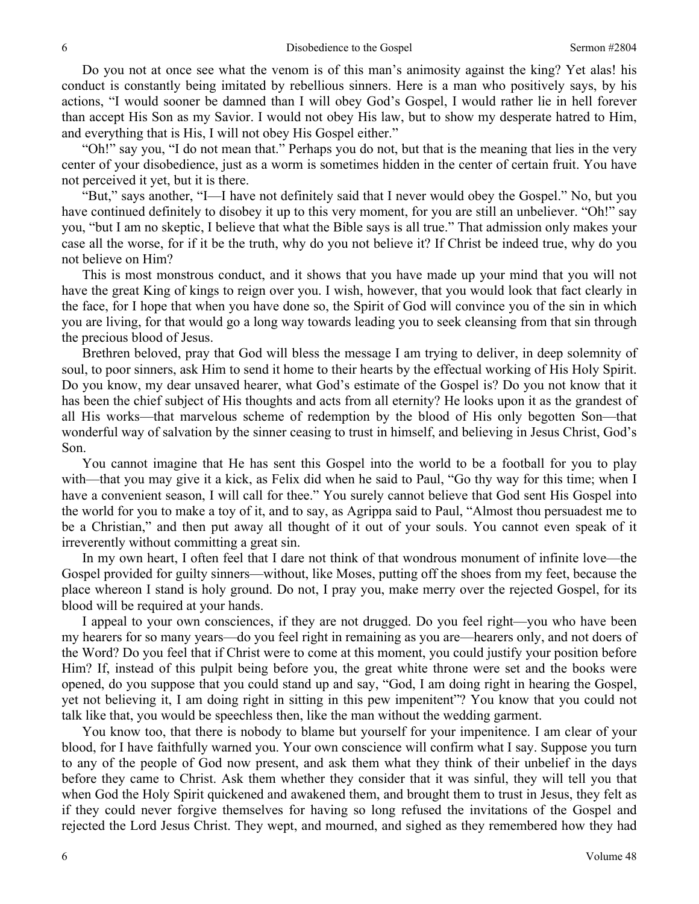Do you not at once see what the venom is of this man's animosity against the king? Yet alas! his conduct is constantly being imitated by rebellious sinners. Here is a man who positively says, by his actions, "I would sooner be damned than I will obey God's Gospel, I would rather lie in hell forever than accept His Son as my Savior. I would not obey His law, but to show my desperate hatred to Him, and everything that is His, I will not obey His Gospel either."

"Oh!" say you, "I do not mean that." Perhaps you do not, but that is the meaning that lies in the very center of your disobedience, just as a worm is sometimes hidden in the center of certain fruit. You have not perceived it yet, but it is there.

"But," says another, "I—I have not definitely said that I never would obey the Gospel." No, but you have continued definitely to disobey it up to this very moment, for you are still an unbeliever. "Oh!" say you, "but I am no skeptic, I believe that what the Bible says is all true." That admission only makes your case all the worse, for if it be the truth, why do you not believe it? If Christ be indeed true, why do you not believe on Him?

This is most monstrous conduct, and it shows that you have made up your mind that you will not have the great King of kings to reign over you. I wish, however, that you would look that fact clearly in the face, for I hope that when you have done so, the Spirit of God will convince you of the sin in which you are living, for that would go a long way towards leading you to seek cleansing from that sin through the precious blood of Jesus.

Brethren beloved, pray that God will bless the message I am trying to deliver, in deep solemnity of soul, to poor sinners, ask Him to send it home to their hearts by the effectual working of His Holy Spirit. Do you know, my dear unsaved hearer, what God's estimate of the Gospel is? Do you not know that it has been the chief subject of His thoughts and acts from all eternity? He looks upon it as the grandest of all His works—that marvelous scheme of redemption by the blood of His only begotten Son—that wonderful way of salvation by the sinner ceasing to trust in himself, and believing in Jesus Christ, God's Son.

You cannot imagine that He has sent this Gospel into the world to be a football for you to play with—that you may give it a kick, as Felix did when he said to Paul, "Go thy way for this time; when I have a convenient season, I will call for thee." You surely cannot believe that God sent His Gospel into the world for you to make a toy of it, and to say, as Agrippa said to Paul, "Almost thou persuadest me to be a Christian," and then put away all thought of it out of your souls. You cannot even speak of it irreverently without committing a great sin.

In my own heart, I often feel that I dare not think of that wondrous monument of infinite love—the Gospel provided for guilty sinners—without, like Moses, putting off the shoes from my feet, because the place whereon I stand is holy ground. Do not, I pray you, make merry over the rejected Gospel, for its blood will be required at your hands.

I appeal to your own consciences, if they are not drugged. Do you feel right—you who have been my hearers for so many years—do you feel right in remaining as you are—hearers only, and not doers of the Word? Do you feel that if Christ were to come at this moment, you could justify your position before Him? If, instead of this pulpit being before you, the great white throne were set and the books were opened, do you suppose that you could stand up and say, "God, I am doing right in hearing the Gospel, yet not believing it, I am doing right in sitting in this pew impenitent"? You know that you could not talk like that, you would be speechless then, like the man without the wedding garment.

You know too, that there is nobody to blame but yourself for your impenitence. I am clear of your blood, for I have faithfully warned you. Your own conscience will confirm what I say. Suppose you turn to any of the people of God now present, and ask them what they think of their unbelief in the days before they came to Christ. Ask them whether they consider that it was sinful, they will tell you that when God the Holy Spirit quickened and awakened them, and brought them to trust in Jesus, they felt as if they could never forgive themselves for having so long refused the invitations of the Gospel and rejected the Lord Jesus Christ. They wept, and mourned, and sighed as they remembered how they had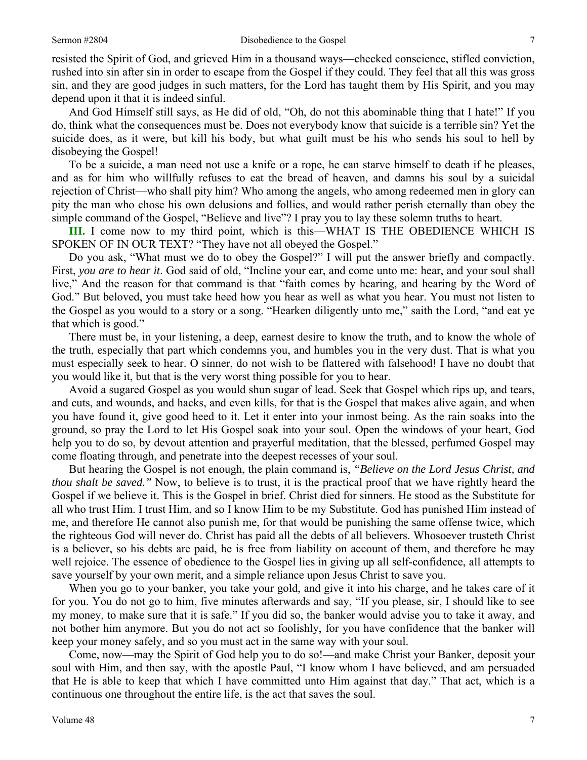resisted the Spirit of God, and grieved Him in a thousand ways—checked conscience, stifled conviction, rushed into sin after sin in order to escape from the Gospel if they could. They feel that all this was gross sin, and they are good judges in such matters, for the Lord has taught them by His Spirit, and you may depend upon it that it is indeed sinful.

And God Himself still says, as He did of old, "Oh, do not this abominable thing that I hate!" If you do, think what the consequences must be. Does not everybody know that suicide is a terrible sin? Yet the suicide does, as it were, but kill his body, but what guilt must be his who sends his soul to hell by disobeying the Gospel!

To be a suicide, a man need not use a knife or a rope, he can starve himself to death if he pleases, and as for him who willfully refuses to eat the bread of heaven, and damns his soul by a suicidal rejection of Christ—who shall pity him? Who among the angels, who among redeemed men in glory can pity the man who chose his own delusions and follies, and would rather perish eternally than obey the simple command of the Gospel, "Believe and live"? I pray you to lay these solemn truths to heart.

**III.** I come now to my third point, which is this—WHAT IS THE OBEDIENCE WHICH IS SPOKEN OF IN OUR TEXT? "They have not all obeyed the Gospel."

Do you ask, "What must we do to obey the Gospel?" I will put the answer briefly and compactly. First, *you are to hear it*. God said of old, "Incline your ear, and come unto me: hear, and your soul shall live," And the reason for that command is that "faith comes by hearing, and hearing by the Word of God." But beloved, you must take heed how you hear as well as what you hear. You must not listen to the Gospel as you would to a story or a song. "Hearken diligently unto me," saith the Lord, "and eat ye that which is good."

There must be, in your listening, a deep, earnest desire to know the truth, and to know the whole of the truth, especially that part which condemns you, and humbles you in the very dust. That is what you must especially seek to hear. O sinner, do not wish to be flattered with falsehood! I have no doubt that you would like it, but that is the very worst thing possible for you to hear.

Avoid a sugared Gospel as you would shun sugar of lead. Seek that Gospel which rips up, and tears, and cuts, and wounds, and hacks, and even kills, for that is the Gospel that makes alive again, and when you have found it, give good heed to it. Let it enter into your inmost being. As the rain soaks into the ground, so pray the Lord to let His Gospel soak into your soul. Open the windows of your heart, God help you to do so, by devout attention and prayerful meditation, that the blessed, perfumed Gospel may come floating through, and penetrate into the deepest recesses of your soul.

But hearing the Gospel is not enough, the plain command is, *"Believe on the Lord Jesus Christ, and thou shalt be saved."* Now, to believe is to trust, it is the practical proof that we have rightly heard the Gospel if we believe it. This is the Gospel in brief. Christ died for sinners. He stood as the Substitute for all who trust Him. I trust Him, and so I know Him to be my Substitute. God has punished Him instead of me, and therefore He cannot also punish me, for that would be punishing the same offense twice, which the righteous God will never do. Christ has paid all the debts of all believers. Whosoever trusteth Christ is a believer, so his debts are paid, he is free from liability on account of them, and therefore he may well rejoice. The essence of obedience to the Gospel lies in giving up all self-confidence, all attempts to save yourself by your own merit, and a simple reliance upon Jesus Christ to save you.

When you go to your banker, you take your gold, and give it into his charge, and he takes care of it for you. You do not go to him, five minutes afterwards and say, "If you please, sir, I should like to see my money, to make sure that it is safe." If you did so, the banker would advise you to take it away, and not bother him anymore. But you do not act so foolishly, for you have confidence that the banker will keep your money safely, and so you must act in the same way with your soul.

Come, now—may the Spirit of God help you to do so!—and make Christ your Banker, deposit your soul with Him, and then say, with the apostle Paul, "I know whom I have believed, and am persuaded that He is able to keep that which I have committed unto Him against that day." That act, which is a continuous one throughout the entire life, is the act that saves the soul.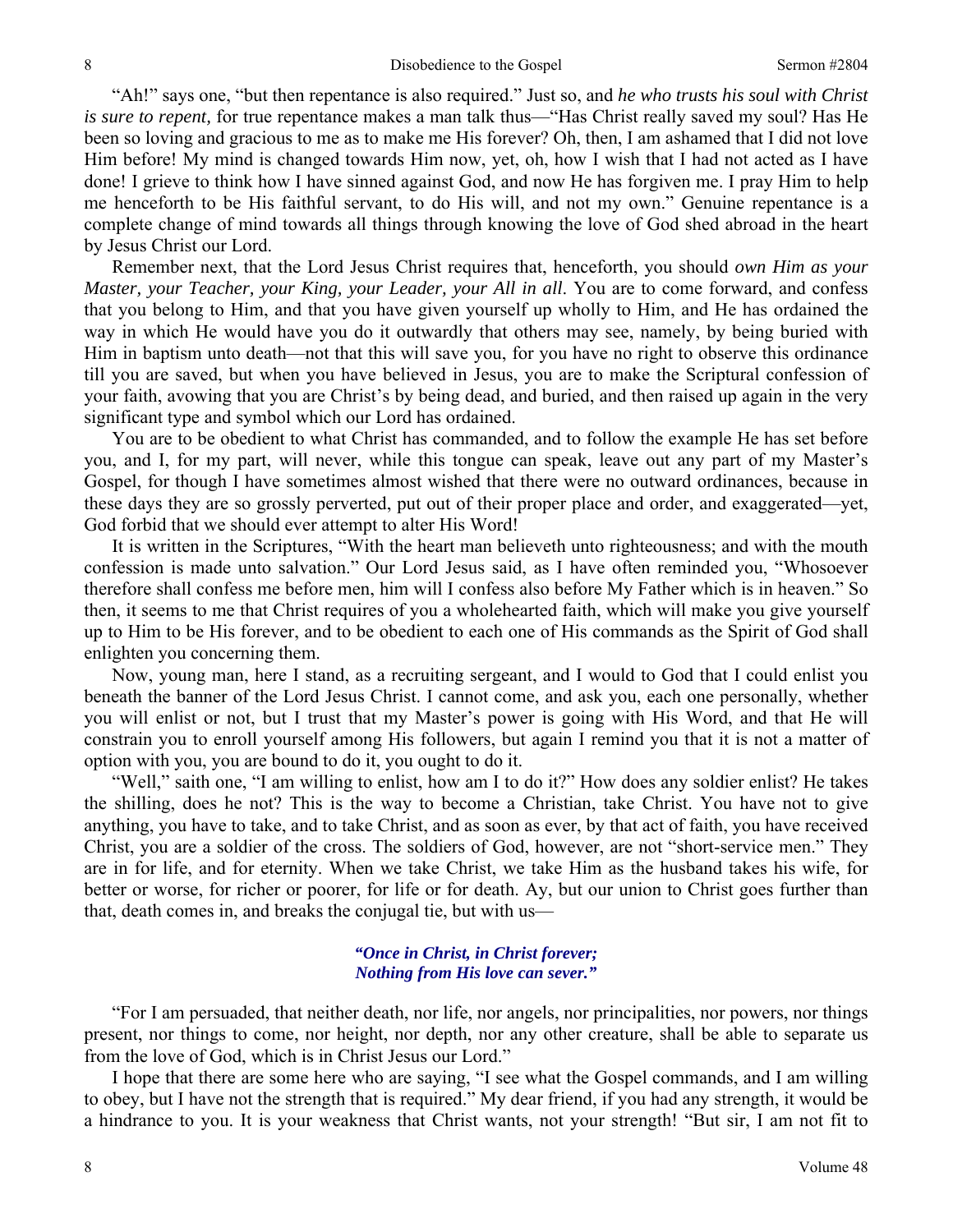"Ah!" says one, "but then repentance is also required." Just so, and *he who trusts his soul with Christ is sure to repent,* for true repentance makes a man talk thus—"Has Christ really saved my soul? Has He been so loving and gracious to me as to make me His forever? Oh, then, I am ashamed that I did not love Him before! My mind is changed towards Him now, yet, oh, how I wish that I had not acted as I have done! I grieve to think how I have sinned against God, and now He has forgiven me. I pray Him to help me henceforth to be His faithful servant, to do His will, and not my own." Genuine repentance is a complete change of mind towards all things through knowing the love of God shed abroad in the heart by Jesus Christ our Lord.

Remember next, that the Lord Jesus Christ requires that, henceforth, you should *own Him as your Master, your Teacher, your King, your Leader, your All in all*. You are to come forward, and confess that you belong to Him, and that you have given yourself up wholly to Him, and He has ordained the way in which He would have you do it outwardly that others may see, namely, by being buried with Him in baptism unto death—not that this will save you, for you have no right to observe this ordinance till you are saved, but when you have believed in Jesus, you are to make the Scriptural confession of your faith, avowing that you are Christ's by being dead, and buried, and then raised up again in the very significant type and symbol which our Lord has ordained.

You are to be obedient to what Christ has commanded, and to follow the example He has set before you, and I, for my part, will never, while this tongue can speak, leave out any part of my Master's Gospel, for though I have sometimes almost wished that there were no outward ordinances, because in these days they are so grossly perverted, put out of their proper place and order, and exaggerated—yet, God forbid that we should ever attempt to alter His Word!

It is written in the Scriptures, "With the heart man believeth unto righteousness; and with the mouth confession is made unto salvation." Our Lord Jesus said, as I have often reminded you, "Whosoever therefore shall confess me before men, him will I confess also before My Father which is in heaven." So then, it seems to me that Christ requires of you a wholehearted faith, which will make you give yourself up to Him to be His forever, and to be obedient to each one of His commands as the Spirit of God shall enlighten you concerning them.

Now, young man, here I stand, as a recruiting sergeant, and I would to God that I could enlist you beneath the banner of the Lord Jesus Christ. I cannot come, and ask you, each one personally, whether you will enlist or not, but I trust that my Master's power is going with His Word, and that He will constrain you to enroll yourself among His followers, but again I remind you that it is not a matter of option with you, you are bound to do it, you ought to do it.

"Well," saith one, "I am willing to enlist, how am I to do it?" How does any soldier enlist? He takes the shilling, does he not? This is the way to become a Christian, take Christ. You have not to give anything, you have to take, and to take Christ, and as soon as ever, by that act of faith, you have received Christ, you are a soldier of the cross. The soldiers of God, however, are not "short-service men." They are in for life, and for eternity. When we take Christ, we take Him as the husband takes his wife, for better or worse, for richer or poorer, for life or for death. Ay, but our union to Christ goes further than that, death comes in, and breaks the conjugal tie, but with us—

> ***"Once in Christ, in Christ forever;***
> ***Nothing from His love can sever."***

"For I am persuaded, that neither death, nor life, nor angels, nor principalities, nor powers, nor things present, nor things to come, nor height, nor depth, nor any other creature, shall be able to separate us from the love of God, which is in Christ Jesus our Lord."

I hope that there are some here who are saying, "I see what the Gospel commands, and I am willing to obey, but I have not the strength that is required." My dear friend, if you had any strength, it would be a hindrance to you. It is your weakness that Christ wants, not your strength! "But sir, I am not fit to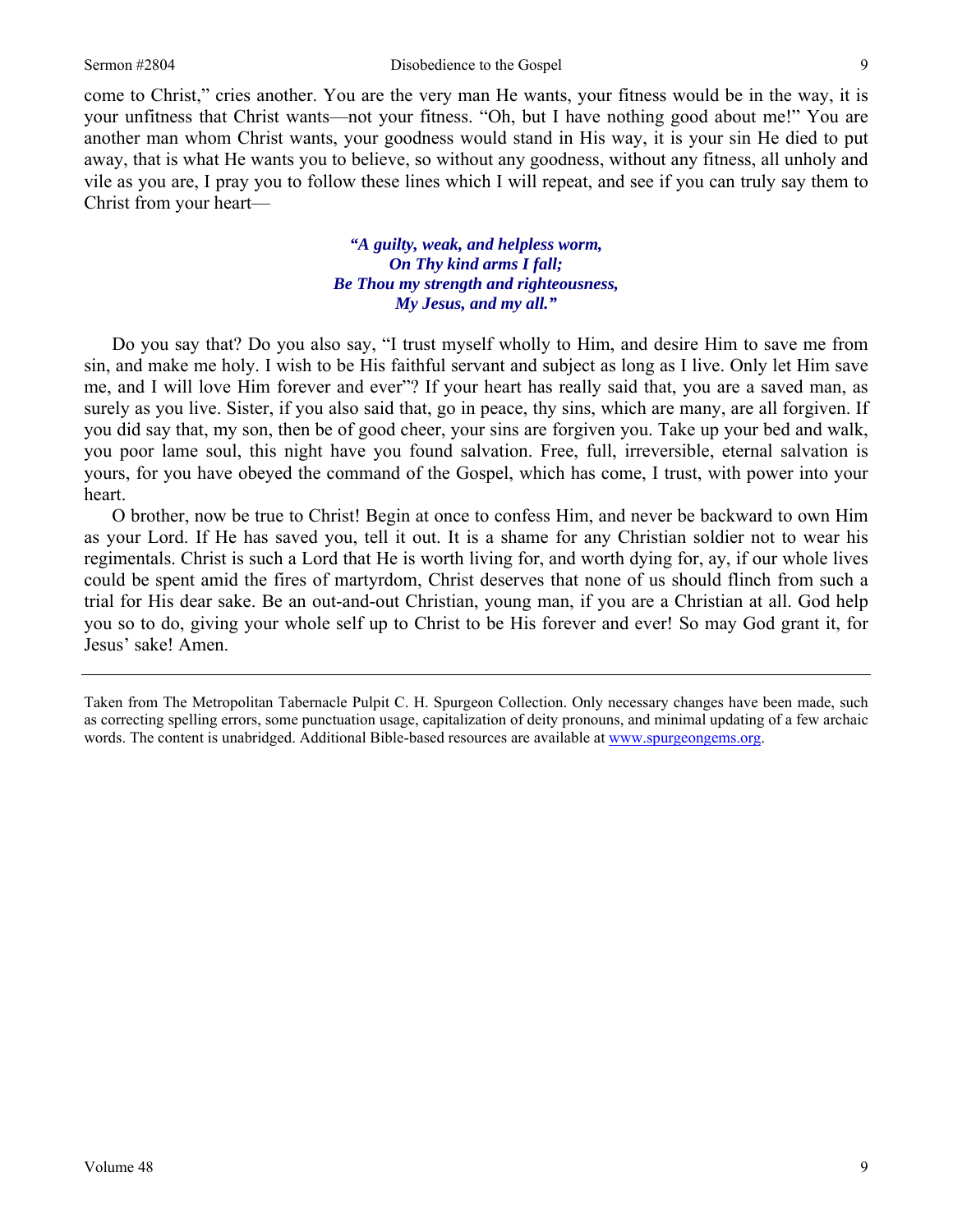come to Christ," cries another. You are the very man He wants, your fitness would be in the way, it is your unfitness that Christ wants—not your fitness. "Oh, but I have nothing good about me!" You are another man whom Christ wants, your goodness would stand in His way, it is your sin He died to put away, that is what He wants you to believe, so without any goodness, without any fitness, all unholy and vile as you are, I pray you to follow these lines which I will repeat, and see if you can truly say them to Christ from your heart—

> ***"A guilty, weak, and helpless worm,***
> ***On Thy kind arms I fall;***
> ***Be Thou my strength and righteousness,***
> ***My Jesus, and my all."***

Do you say that? Do you also say, "I trust myself wholly to Him, and desire Him to save me from sin, and make me holy. I wish to be His faithful servant and subject as long as I live. Only let Him save me, and I will love Him forever and ever"? If your heart has really said that, you are a saved man, as surely as you live. Sister, if you also said that, go in peace, thy sins, which are many, are all forgiven. If you did say that, my son, then be of good cheer, your sins are forgiven you. Take up your bed and walk, you poor lame soul, this night have you found salvation. Free, full, irreversible, eternal salvation is yours, for you have obeyed the command of the Gospel, which has come, I trust, with power into your heart.

O brother, now be true to Christ! Begin at once to confess Him, and never be backward to own Him as your Lord. If He has saved you, tell it out. It is a shame for any Christian soldier not to wear his regimentals. Christ is such a Lord that He is worth living for, and worth dying for, ay, if our whole lives could be spent amid the fires of martyrdom, Christ deserves that none of us should flinch from such a trial for His dear sake. Be an out-and-out Christian, young man, if you are a Christian at all. God help you so to do, giving your whole self up to Christ to be His forever and ever! So may God grant it, for Jesus' sake! Amen.

---

Taken from The Metropolitan Tabernacle Pulpit C. H. Spurgeon Collection. Only necessary changes have been made, such as correcting spelling errors, some punctuation usage, capitalization of deity pronouns, and minimal updating of a few archaic words. The content is unabridged. Additional Bible-based resources are available at www.spurgeongems.org.